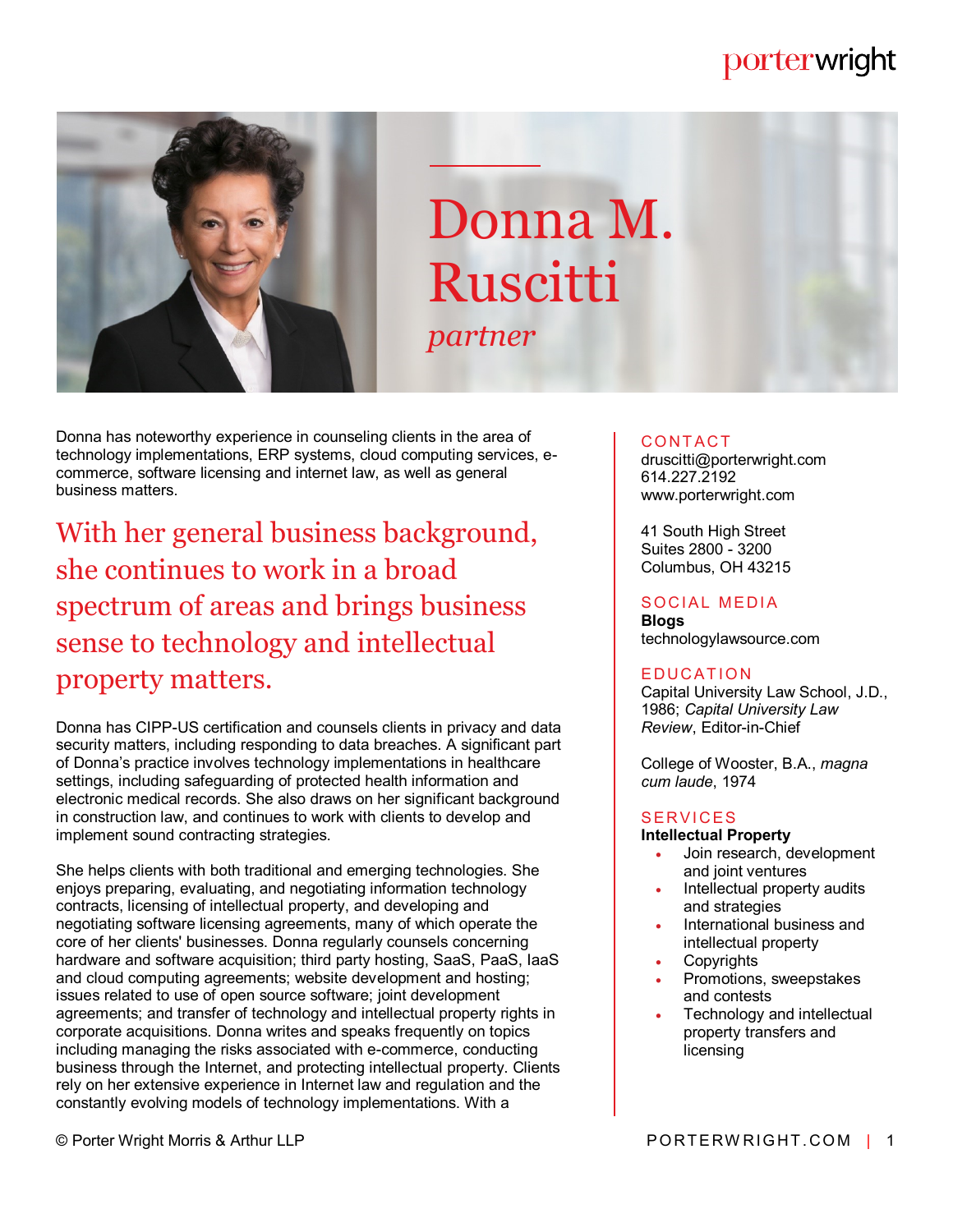porterwright

# Donna M. Ruscitti

*partner*

Donna has noteworthy experience in counseling clients in the area of technology implementations, ERP systems, cloud computing services, e-commerce, software licensing and internet law, as well as general business matters.

## With her general business background, she continues to work in a broad spectrum of areas and brings business sense to technology and intellectual property matters.

Donna has CIPP-US certification and counsels clients in privacy and data security matters, including responding to data breaches. A significant part of Donna's practice involves technology implementations in healthcare settings, including safeguarding of protected health information and electronic medical records. She also draws on her significant background in construction law, and continues to work with clients to develop and implement sound contracting strategies.

She helps clients with both traditional and emerging technologies. She enjoys preparing, evaluating, and negotiating information technology contracts, licensing of intellectual property, and developing and negotiating software licensing agreements, many of which operate the core of her clients' businesses. Donna regularly counsels concerning hardware and software acquisition; third party hosting, SaaS, PaaS, IaaS and cloud computing agreements; website development and hosting; issues related to use of open source software; joint development agreements; and transfer of technology and intellectual property rights in corporate acquisitions. Donna writes and speaks frequently on topics including managing the risks associated with e-commerce, conducting business through the Internet, and protecting intellectual property. Clients rely on her extensive experience in Internet law and regulation and the constantly evolving models of technology implementations. With a

### CONTACT

druscitti@porterwright.com
614.227.2192
www.porterwright.com

41 South High Street
Suites 2800 - 3200
Columbus, OH 43215

### SOCIAL MEDIA

**Blogs**
technologylawsource.com

### EDUCATION

Capital University Law School, J.D., 1986; *Capital University Law Review*, Editor-in-Chief

College of Wooster, B.A., *magna cum laude*, 1974

### SERVICES

**Intellectual Property**

- Join research, development and joint ventures
- Intellectual property audits and strategies
- International business and intellectual property
- Copyrights
- Promotions, sweepstakes and contests
- Technology and intellectual property transfers and licensing

© Porter Wright Morris & Arthur LLP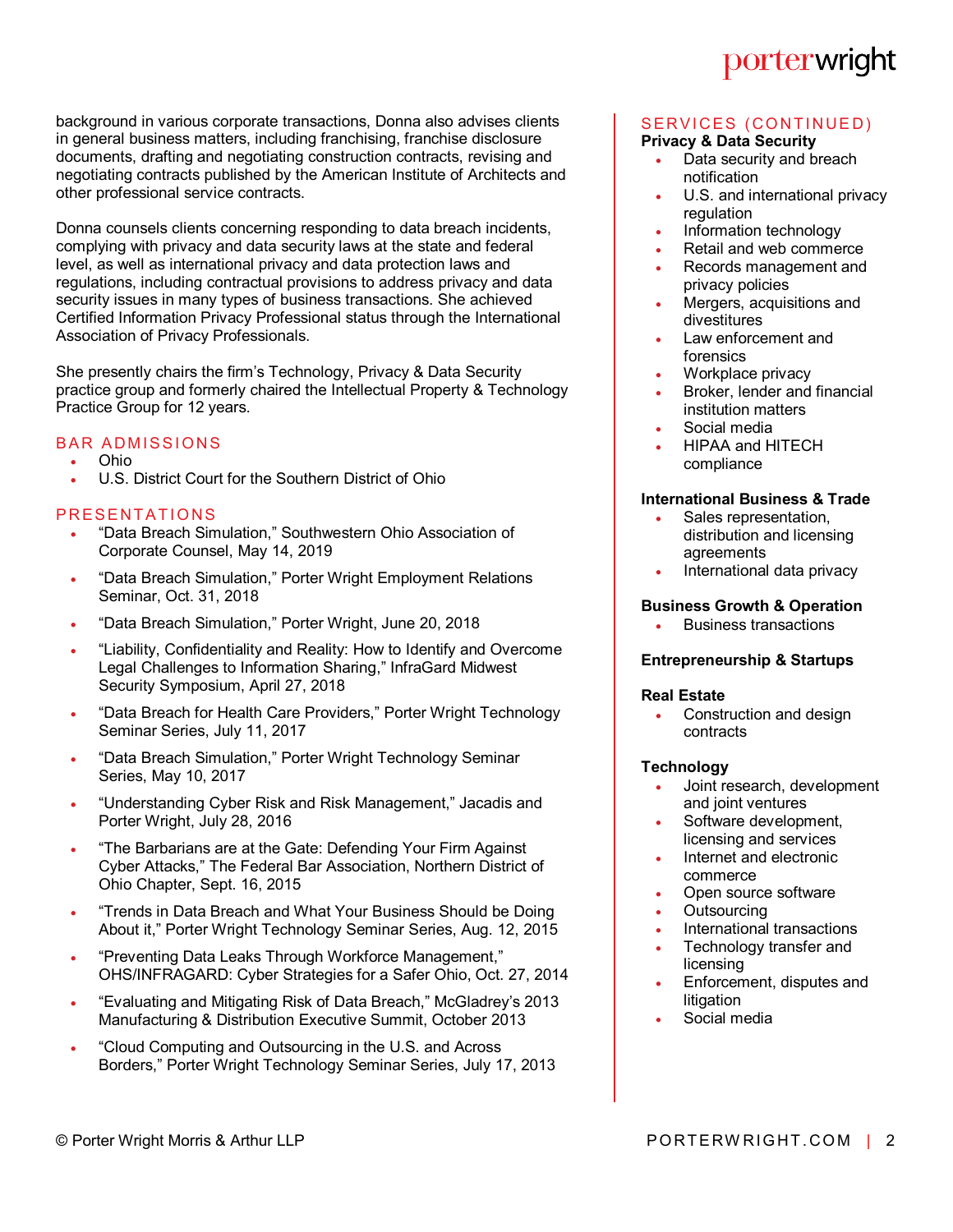background in various corporate transactions, Donna also advises clients in general business matters, including franchising, franchise disclosure documents, drafting and negotiating construction contracts, revising and negotiating contracts published by the American Institute of Architects and other professional service contracts.

Donna counsels clients concerning responding to data breach incidents, complying with privacy and data security laws at the state and federal level, as well as international privacy and data protection laws and regulations, including contractual provisions to address privacy and data security issues in many types of business transactions. She achieved Certified Information Privacy Professional status through the International Association of Privacy Professionals.

She presently chairs the firm's Technology, Privacy & Data Security practice group and formerly chaired the Intellectual Property & Technology Practice Group for 12 years.

## BAR ADMISSIONS

- Ohio
- U.S. District Court for the Southern District of Ohio

## PRESENTATIONS

- "Data Breach Simulation," Southwestern Ohio Association of Corporate Counsel, May 14, 2019
- "Data Breach Simulation," Porter Wright Employment Relations Seminar, Oct. 31, 2018
- "Data Breach Simulation," Porter Wright, June 20, 2018
- "Liability, Confidentiality and Reality: How to Identify and Overcome Legal Challenges to Information Sharing," InfraGard Midwest Security Symposium, April 27, 2018
- "Data Breach for Health Care Providers," Porter Wright Technology Seminar Series, July 11, 2017
- "Data Breach Simulation," Porter Wright Technology Seminar Series, May 10, 2017
- "Understanding Cyber Risk and Risk Management," Jacadis and Porter Wright, July 28, 2016
- "The Barbarians are at the Gate: Defending Your Firm Against Cyber Attacks," The Federal Bar Association, Northern District of Ohio Chapter, Sept. 16, 2015
- "Trends in Data Breach and What Your Business Should be Doing About it," Porter Wright Technology Seminar Series, Aug. 12, 2015
- "Preventing Data Leaks Through Workforce Management," OHS/INFRAGARD: Cyber Strategies for a Safer Ohio, Oct. 27, 2014
- "Evaluating and Mitigating Risk of Data Breach," McGladrey's 2013 Manufacturing & Distribution Executive Summit, October 2013
- "Cloud Computing and Outsourcing in the U.S. and Across Borders," Porter Wright Technology Seminar Series, July 17, 2013

## SERVICES (CONTINUED)

**Privacy & Data Security**

- Data security and breach notification
- U.S. and international privacy regulation
- Information technology
- Retail and web commerce
- Records management and privacy policies
- Mergers, acquisitions and divestitures
- Law enforcement and forensics
- Workplace privacy
- Broker, lender and financial institution matters
- Social media
- HIPAA and HITECH compliance

**International Business & Trade**

- Sales representation, distribution and licensing agreements
- International data privacy

**Business Growth & Operation**

- Business transactions

**Entrepreneurship & Startups**

**Real Estate**

- Construction and design contracts

**Technology**

- Joint research, development and joint ventures
- Software development, licensing and services
- Internet and electronic commerce
- Open source software
- Outsourcing
- International transactions
- Technology transfer and licensing
- Enforcement, disputes and litigation
- Social media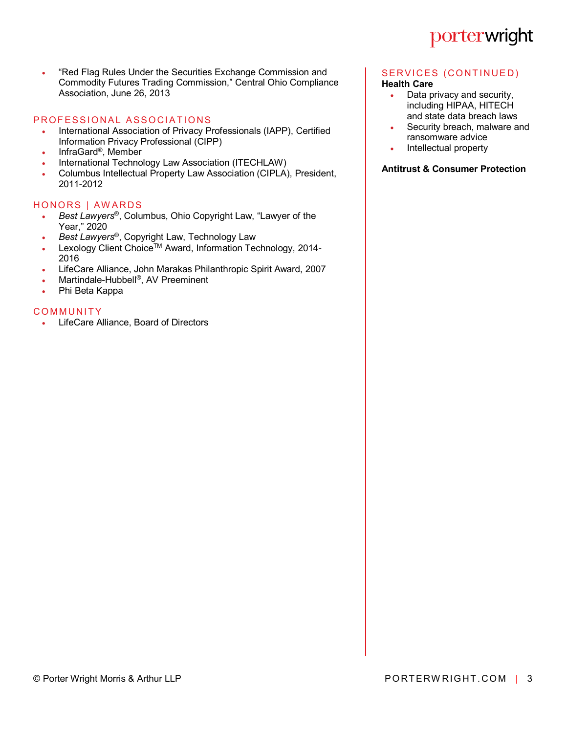- "Red Flag Rules Under the Securities Exchange Commission and Commodity Futures Trading Commission," Central Ohio Compliance Association, June 26, 2013

## PROFESSIONAL ASSOCIATIONS

- International Association of Privacy Professionals (IAPP), Certified Information Privacy Professional (CIPP)
- InfraGard®, Member
- International Technology Law Association (ITECHLAW)
- Columbus Intellectual Property Law Association (CIPLA), President, 2011-2012

## HONORS | AWARDS

- *Best Lawyers*®, Columbus, Ohio Copyright Law, "Lawyer of the Year," 2020
- *Best Lawyers*®, Copyright Law, Technology Law
- Lexology Client Choice™ Award, Information Technology, 2014-2016
- LifeCare Alliance, John Marakas Philanthropic Spirit Award, 2007
- Martindale-Hubbell®, AV Preeminent
- Phi Beta Kappa

## COMMUNITY

- LifeCare Alliance, Board of Directors

## SERVICES (CONTINUED)

**Health Care**

- Data privacy and security, including HIPAA, HITECH and state data breach laws
- Security breach, malware and ransomware advice
- Intellectual property

**Antitrust & Consumer Protection**